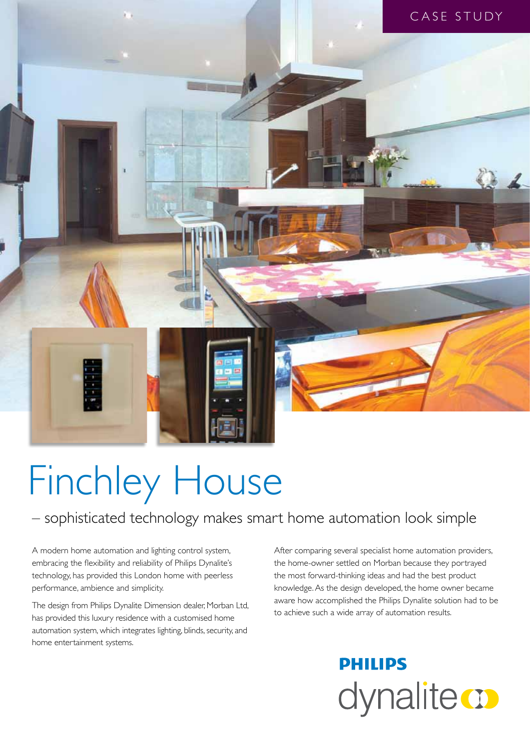CASE STUDY

# Finchley House

## – sophisticated technology makes smart home automation look simple

A modern home automation and lighting control system, embracing the flexibility and reliability of Philips Dynalite's technology, has provided this London home with peerless performance, ambience and simplicity.

The design from Philips Dynalite Dimension dealer, Morban Ltd, has provided this luxury residence with a customised home automation system, which integrates lighting, blinds, security, and home entertainment systems.

After comparing several specialist home automation providers, the home-owner settled on Morban because they portrayed the most forward-thinking ideas and had the best product knowledge. As the design developed, the home owner became aware how accomplished the Philips Dynalite solution had to be to achieve such a wide array of automation results.

PHILIPS dynalite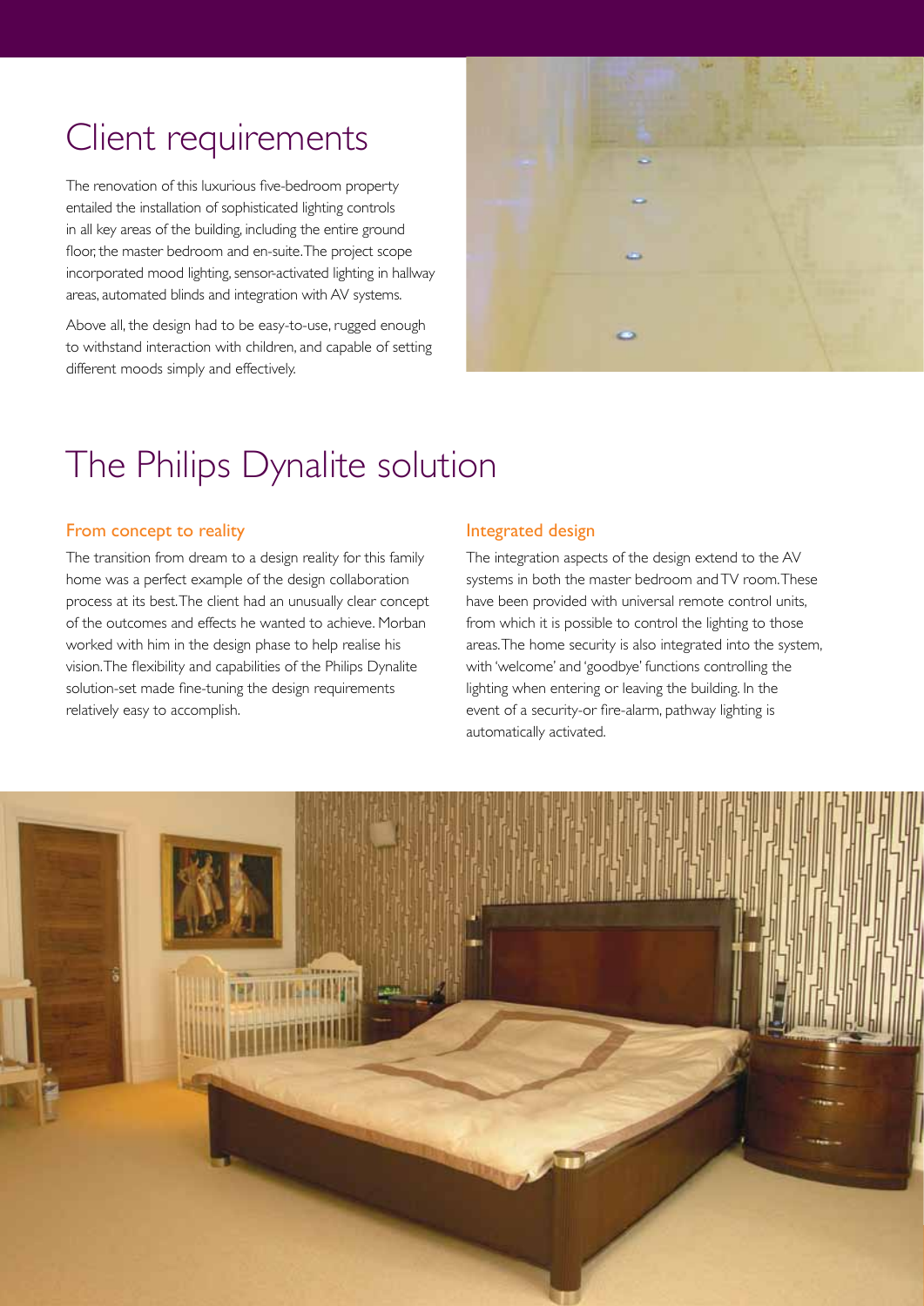## Client requirements

The renovation of this luxurious five-bedroom property entailed the installation of sophisticated lighting controls in all key areas of the building, including the entire ground floor, the master bedroom and en-suite. The project scope incorporated mood lighting, sensor-activated lighting in hallway areas, automated blinds and integration with AV systems.

Above all, the design had to be easy-to-use, rugged enough to withstand interaction with children, and capable of setting different moods simply and effectively.

## The Philips Dynalite solution

### From concept to reality

The transition from dream to a design reality for this family home was a perfect example of the design collaboration process at its best. The client had an unusually clear concept of the outcomes and effects he wanted to achieve. Morban worked with him in the design phase to help realise his vision. The flexibility and capabilities of the Philips Dynalite solution-set made fine-tuning the design requirements relatively easy to accomplish.

### Integrated design

The integration aspects of the design extend to the AV systems in both the master bedroom and TV room. These have been provided with universal remote control units, from which it is possible to control the lighting to those areas. The home security is also integrated into the system, with 'welcome' and 'goodbye' functions controlling the lighting when entering or leaving the building. In the event of a security-or fire-alarm, pathway lighting is automatically activated.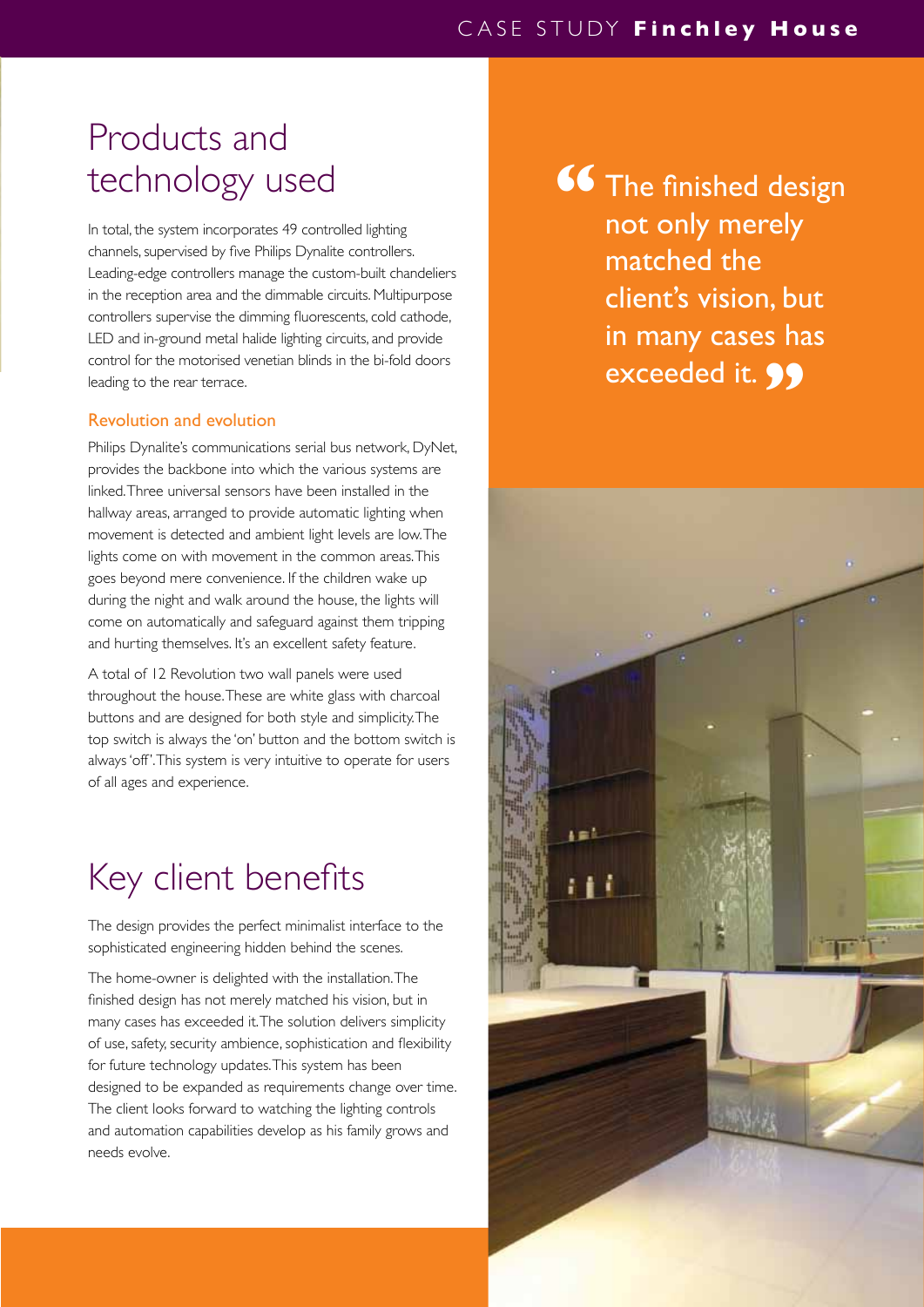# Products and technology used

In total, the system incorporates 49 controlled lighting channels, supervised by five Philips Dynalite controllers. Leading-edge controllers manage the custom-built chandeliers in the reception area and the dimmable circuits. Multipurpose controllers supervise the dimming fluorescents, cold cathode, LED and in-ground metal halide lighting circuits, and provide control for the motorised venetian blinds in the bi-fold doors leading to the rear terrace.

## Revolution and evolution

Philips Dynalite's communications serial bus network, DyNet, provides the backbone into which the various systems are linked. Three universal sensors have been installed in the hallway areas, arranged to provide automatic lighting when movement is detected and ambient light levels are low. The lights come on with movement in the common areas. This goes beyond mere convenience. If the children wake up during the night and walk around the house, the lights will come on automatically and safeguard against them tripping and hurting themselves. It's an excellent safety feature.

A total of 12 Revolution two wall panels were used throughout the house. These are white glass with charcoal buttons and are designed for both style and simplicity. The top switch is always the 'on' button and the bottom switch is always 'off'. This system is very intuitive to operate for users of all ages and experience.

# Key client benefits

The design provides the perfect minimalist interface to the sophisticated engineering hidden behind the scenes.

The home-owner is delighted with the installation. The finished design has not merely matched his vision, but in many cases has exceeded it. The solution delivers simplicity of use, safety, security ambience, sophistication and flexibility for future technology updates. This system has been designed to be expanded as requirements change over time. The client looks forward to watching the lighting controls and automation capabilities develop as his family grows and needs evolve.

> “The finished design not only merely matched the client's vision, but in many cases has exceeded it.”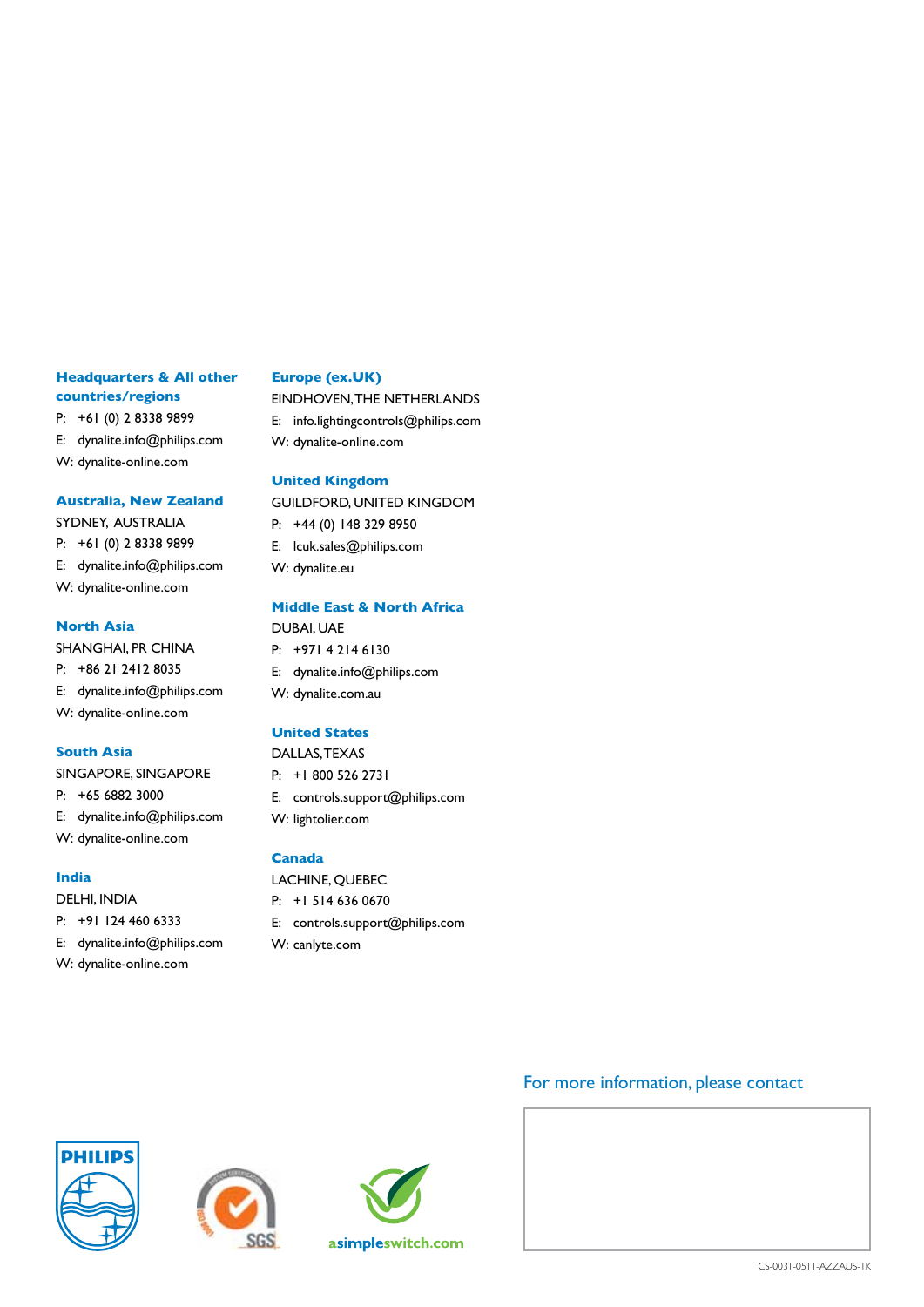### Headquarters & All other countries/regions

P: +61 (0) 2 8338 9899

E: dynalite.info@philips.com

W: dynalite-online.com

### Australia, New Zealand

SYDNEY, AUSTRALIA

P: +61 (0) 2 8338 9899

E: dynalite.info@philips.com

W: dynalite-online.com

### North Asia

SHANGHAI, PR CHINA

P: +86 21 2412 8035

E: dynalite.info@philips.com

W: dynalite-online.com

### South Asia

SINGAPORE, SINGAPORE

P: +65 6882 3000

E: dynalite.info@philips.com

W: dynalite-online.com

### India

DELHI, INDIA

P: +91 124 460 6333

E: dynalite.info@philips.com

W: dynalite-online.com

### Europe (ex.UK)

EINDHOVEN, THE NETHERLANDS

E: info.lightingcontrols@philips.com

W: dynalite-online.com

### United Kingdom

GUILDFORD, UNITED KINGDOM

P: +44 (0) 148 329 8950

E: lcuk.sales@philips.com

W: dynalite.eu

### Middle East & North Africa

DUBAI, UAE

P: +971 4 214 6130

E: dynalite.info@philips.com

W: dynalite.com.au

### United States

DALLAS, TEXAS

P: +1 800 526 2731

E: controls.support@philips.com

W: lightolier.com

### Canada

LACHINE, QUEBEC

P: +1 514 636 0670

E: controls.support@philips.com

W: canlyte.com

PHILIPS

asimpleswitch.com

For more information, please contact

CS-0031-0511-AZZAUS-1K